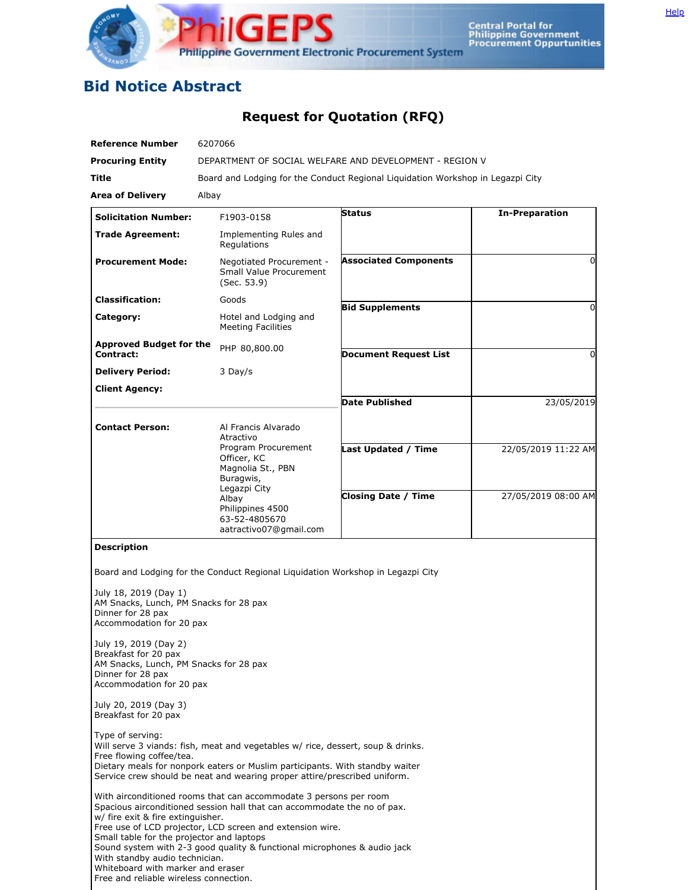# Bid Notice Abstract

## Request for Quotation (RFQ)

| | |
|---|---|
| **Reference Number** | 6207066 |
| **Procuring Entity** | DEPARTMENT OF SOCIAL WELFARE AND DEVELOPMENT - REGION V |
| **Title** | Board and Lodging for the Conduct Regional Liquidation Workshop in Legazpi City |
| **Area of Delivery** | Albay |

| | |
|---|---|
| **Solicitation Number:** | F1903-0158 |
| **Trade Agreement:** | Implementing Rules and Regulations |
| **Procurement Mode:** | Negotiated Procurement - Small Value Procurement (Sec. 53.9) |
| **Classification:** | Goods |
| **Category:** | Hotel and Lodging and Meeting Facilities |
| **Approved Budget for the Contract:** | PHP 80,800.00 |
| **Delivery Period:** | 3 Day/s |
| **Client Agency:** | |
| **Contact Person:** | Al Francis Alvarado Atractivo<br>Program Procurement Officer, KC<br>Magnolia St., PBN Buragwis,<br>Legazpi City<br>Albay<br>Philippines 4500<br>63-52-4805670<br>aatractivo07@gmail.com |

| | |
|---|---|
| **Status** | **In-Preparation** |
| **Associated Components** | 0 |
| **Bid Supplements** | 0 |
| **Document Request List** | 0 |
| **Date Published** | 23/05/2019 |
| **Last Updated / Time** | 22/05/2019 11:22 AM |
| **Closing Date / Time** | 27/05/2019 08:00 AM |

**Description**

Board and Lodging for the Conduct Regional Liquidation Workshop in Legazpi City

July 18, 2019 (Day 1)
AM Snacks, Lunch, PM Snacks for 28 pax
Dinner for 28 pax
Accommodation for 20 pax

July 19, 2019 (Day 2)
Breakfast for 20 pax
AM Snacks, Lunch, PM Snacks for 28 pax
Dinner for 28 pax
Accommodation for 20 pax

July 20, 2019 (Day 3)
Breakfast for 20 pax

Type of serving:
Will serve 3 viands: fish, meat and vegetables w/ rice, dessert, soup & drinks.
Free flowing coffee/tea.
Dietary meals for nonpork eaters or Muslim participants. With standby waiter
Service crew should be neat and wearing proper attire/prescribed uniform.

With airconditioned rooms that can accommodate 3 persons per room
Spacious airconditioned session hall that can accommodate the no of pax.
w/ fire exit & fire extinguisher.
Free use of LCD projector, LCD screen and extension wire.
Small table for the projector and laptops
Sound system with 2-3 good quality & functional microphones & audio jack
With standby audio technician.
Whiteboard with marker and eraser
Free and reliable wireless connection.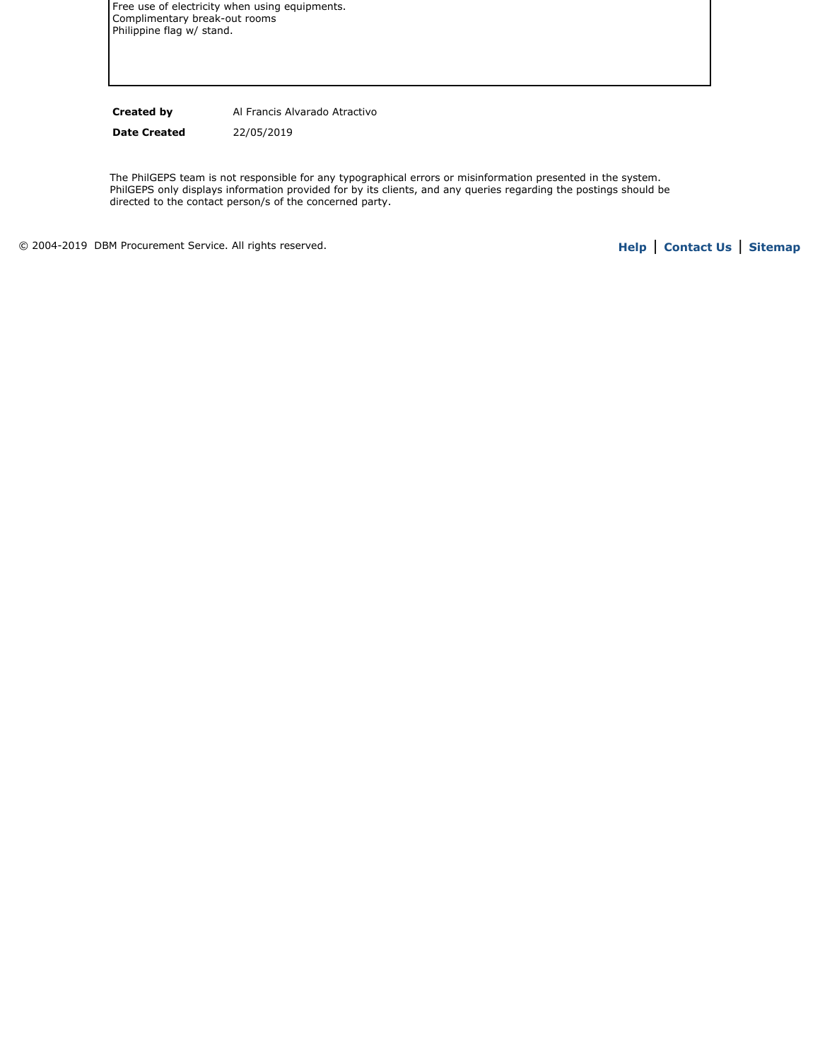Free use of electricity when using equipments.
Complimentary break-out rooms
Philippine flag w/ stand.

| | |
|---|---|
| **Created by** | Al Francis Alvarado Atractivo |
| **Date Created** | 22/05/2019 |

The PhilGEPS team is not responsible for any typographical errors or misinformation presented in the system. PhilGEPS only displays information provided for by its clients, and any queries regarding the postings should be directed to the contact person/s of the concerned party.

© 2004-2019 DBM Procurement Service. All rights reserved.

**Help** | **Contact Us** | **Sitemap**